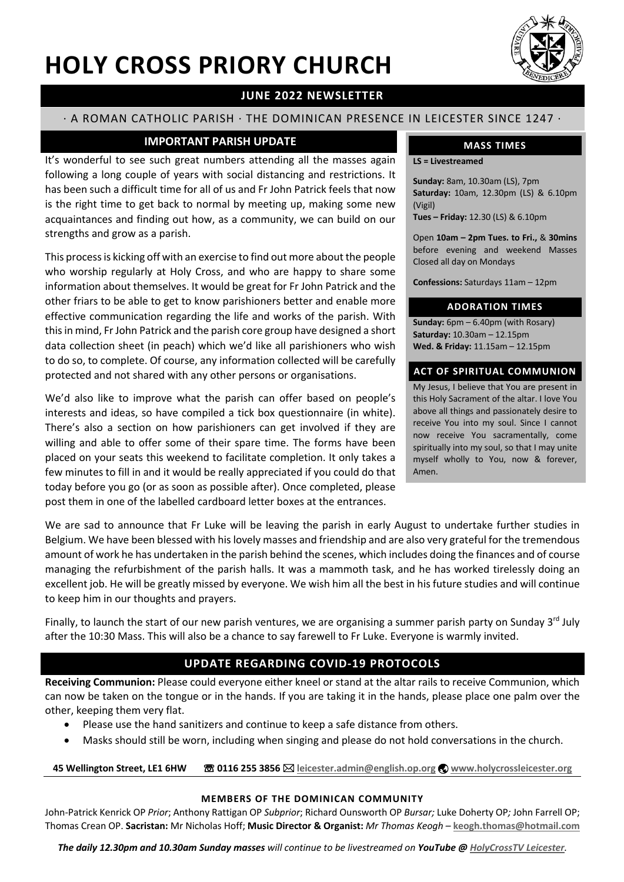# HOLY CROSS PRIORY CHURCH

**JUNE 2022 NEWSLETTER**

· A ROMAN CATHOLIC PARISH · THE DOMINICAN PRESENCE IN LEICESTER SINCE 1247 ·

## IMPORTANT PARISH UPDATE

It's wonderful to see such great numbers attending all the masses again following a long couple of years with social distancing and restrictions. It has been such a difficult time for all of us and Fr John Patrick feels that now is the right time to get back to normal by meeting up, making some new acquaintances and finding out how, as a community, we can build on our strengths and grow as a parish.

This process is kicking off with an exercise to find out more about the people who worship regularly at Holy Cross, and who are happy to share some information about themselves. It would be great for Fr John Patrick and the other friars to be able to get to know parishioners better and enable more effective communication regarding the life and works of the parish. With this in mind, Fr John Patrick and the parish core group have designed a short data collection sheet (in peach) which we'd like all parishioners who wish to do so, to complete. Of course, any information collected will be carefully protected and not shared with any other persons or organisations.

We'd also like to improve what the parish can offer based on people's interests and ideas, so have compiled a tick box questionnaire (in white). There's also a section on how parishioners can get involved if they are willing and able to offer some of their spare time. The forms have been placed on your seats this weekend to facilitate completion. It only takes a few minutes to fill in and it would be really appreciated if you could do that today before you go (or as soon as possible after). Once completed, please post them in one of the labelled cardboard letter boxes at the entrances.

We are sad to announce that Fr Luke will be leaving the parish in early August to undertake further studies in Belgium. We have been blessed with his lovely masses and friendship and are also very grateful for the tremendous amount of work he has undertaken in the parish behind the scenes, which includes doing the finances and of course managing the refurbishment of the parish halls. It was a mammoth task, and he has worked tirelessly doing an excellent job. He will be greatly missed by everyone. We wish him all the best in his future studies and will continue to keep him in our thoughts and prayers.

Finally, to launch the start of our new parish ventures, we are organising a summer parish party on Sunday 3rd July after the 10:30 Mass. This will also be a chance to say farewell to Fr Luke. Everyone is warmly invited.

## MASS TIMES

**LS = Livestreamed**

**Sunday:** 8am, 10.30am (LS), 7pm
**Saturday:** 10am, 12.30pm (LS) & 6.10pm (Vigil)
**Tues – Friday:** 12.30 (LS) & 6.10pm

Open **10am – 2pm Tues. to Fri.,** & **30mins** before evening and weekend Masses
Closed all day on Mondays

**Confessions:** Saturdays 11am – 12pm

## ADORATION TIMES

**Sunday:** 6pm – 6.40pm (with Rosary)
**Saturday:** 10.30am – 12.15pm
**Wed. & Friday:** 11.15am – 12.15pm

## ACT OF SPIRITUAL COMMUNION

My Jesus, I believe that You are present in this Holy Sacrament of the altar. I love You above all things and passionately desire to receive You into my soul. Since I cannot now receive You sacramentally, come spiritually into my soul, so that I may unite myself wholly to You, now & forever, Amen.

## UPDATE REGARDING COVID-19 PROTOCOLS

**Receiving Communion:** Please could everyone either kneel or stand at the altar rails to receive Communion, which can now be taken on the tongue or in the hands. If you are taking it in the hands, please place one palm over the other, keeping them very flat.

- Please use the hand sanitizers and continue to keep a safe distance from others.
- Masks should still be worn, including when singing and please do not hold conversations in the church.

**45 Wellington Street, LE1 6HW** ☎ **0116 255 3856** ✉ **leicester.admin@english.op.org** **www.holycrossleicester.org**

**MEMBERS OF THE DOMINICAN COMMUNITY**

John-Patrick Kenrick OP *Prior*; Anthony Rattigan OP *Subprior*; Richard Ounsworth OP *Bursar;* Luke Doherty OP*;* John Farrell OP; Thomas Crean OP. **Sacristan:** Mr Nicholas Hoff; **Music Director & Organist:** *Mr Thomas Keogh* – **keogh.thomas@hotmail.com**

***The daily 12.30pm and 10.30am Sunday masses** will continue to be livestreamed on **YouTube @** HolyCrossTV Leicester.*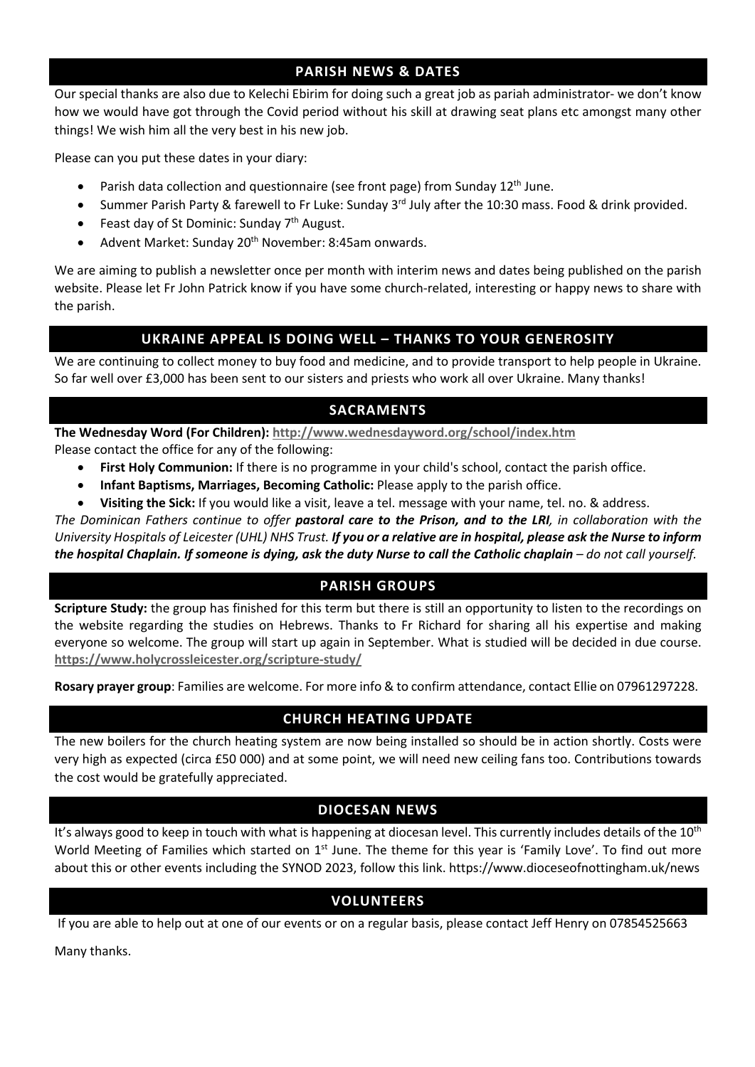## PARISH NEWS & DATES

Our special thanks are also due to Kelechi Ebirim for doing such a great job as pariah administrator- we don't know how we would have got through the Covid period without his skill at drawing seat plans etc amongst many other things! We wish him all the very best in his new job.

Please can you put these dates in your diary:

- Parish data collection and questionnaire (see front page) from Sunday 12th June.
- Summer Parish Party & farewell to Fr Luke: Sunday 3rd July after the 10:30 mass. Food & drink provided.
- Feast day of St Dominic: Sunday 7th August.
- Advent Market: Sunday 20th November: 8:45am onwards.

We are aiming to publish a newsletter once per month with interim news and dates being published on the parish website. Please let Fr John Patrick know if you have some church-related, interesting or happy news to share with the parish.

## UKRAINE APPEAL IS DOING WELL – THANKS TO YOUR GENEROSITY

We are continuing to collect money to buy food and medicine, and to provide transport to help people in Ukraine. So far well over £3,000 has been sent to our sisters and priests who work all over Ukraine. Many thanks!

## SACRAMENTS

**The Wednesday Word (For Children): http://www.wednesdayword.org/school/index.htm**

Please contact the office for any of the following:

- **First Holy Communion:** If there is no programme in your child's school, contact the parish office.
- **Infant Baptisms, Marriages, Becoming Catholic:** Please apply to the parish office.
- **Visiting the Sick:** If you would like a visit, leave a tel. message with your name, tel. no. & address.

*The Dominican Fathers continue to offer **pastoral care to the Prison, and to the LRI**, in collaboration with the University Hospitals of Leicester (UHL) NHS Trust. **If you or a relative are in hospital, please ask the Nurse to inform the hospital Chaplain. If someone is dying, ask the duty Nurse to call the Catholic chaplain** – do not call yourself.*

## PARISH GROUPS

**Scripture Study:** the group has finished for this term but there is still an opportunity to listen to the recordings on the website regarding the studies on Hebrews. Thanks to Fr Richard for sharing all his expertise and making everyone so welcome. The group will start up again in September. What is studied will be decided in due course. **https://www.holycrossleicester.org/scripture-study/**

**Rosary prayer group**: Families are welcome. For more info & to confirm attendance, contact Ellie on 07961297228.

## CHURCH HEATING UPDATE

The new boilers for the church heating system are now being installed so should be in action shortly. Costs were very high as expected (circa £50 000) and at some point, we will need new ceiling fans too. Contributions towards the cost would be gratefully appreciated.

## DIOCESAN NEWS

It's always good to keep in touch with what is happening at diocesan level. This currently includes details of the 10th World Meeting of Families which started on 1st June. The theme for this year is 'Family Love'. To find out more about this or other events including the SYNOD 2023, follow this link. https://www.dioceseofnottingham.uk/news

## VOLUNTEERS

If you are able to help out at one of our events or on a regular basis, please contact Jeff Henry on 07854525663

Many thanks.